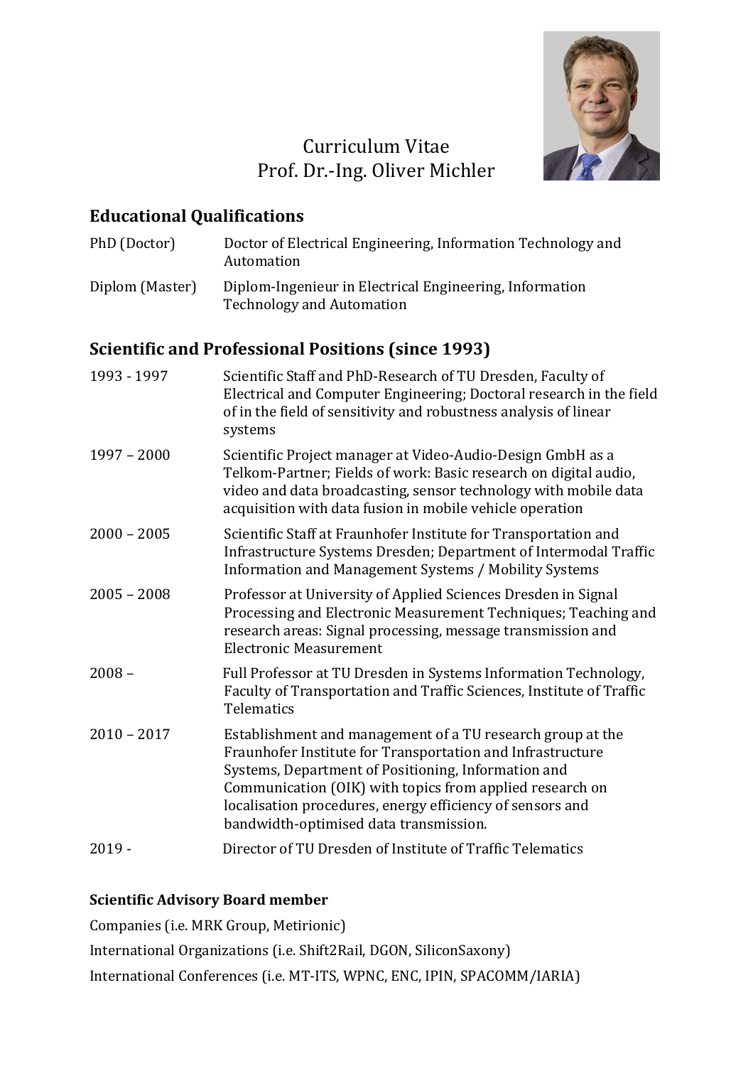# Curriculum Vitae
# Prof. Dr.-Ing. Oliver Michler

## Educational Qualifications

| | |
|---|---|
| PhD (Doctor) | Doctor of Electrical Engineering, Information Technology and Automation |
| Diplom (Master) | Diplom-Ingenieur in Electrical Engineering, Information Technology and Automation |

## Scientific and Professional Positions (since 1993)

| | |
|---|---|
| 1993 - 1997 | Scientific Staff and PhD-Research of TU Dresden, Faculty of Electrical and Computer Engineering; Doctoral research in the field of in the field of sensitivity and robustness analysis of linear systems |
| 1997 – 2000 | Scientific Project manager at Video-Audio-Design GmbH as a Telkom-Partner; Fields of work: Basic research on digital audio, video and data broadcasting, sensor technology with mobile data acquisition with data fusion in mobile vehicle operation |
| 2000 – 2005 | Scientific Staff at Fraunhofer Institute for Transportation and Infrastructure Systems Dresden; Department of Intermodal Traffic Information and Management Systems / Mobility Systems |
| 2005 – 2008 | Professor at University of Applied Sciences Dresden in Signal Processing and Electronic Measurement Techniques; Teaching and research areas: Signal processing, message transmission and Electronic Measurement |
| 2008 – | Full Professor at TU Dresden in Systems Information Technology, Faculty of Transportation and Traffic Sciences, Institute of Traffic Telematics |
| 2010 – 2017 | Establishment and management of a TU research group at the Fraunhofer Institute for Transportation and Infrastructure Systems, Department of Positioning, Information and Communication (OIK) with topics from applied research on localisation procedures, energy efficiency of sensors and bandwidth-optimised data transmission. |
| 2019 - | Director of TU Dresden of Institute of Traffic Telematics |

**Scientific Advisory Board member**

Companies (i.e. MRK Group, Metirionic)

International Organizations (i.e. Shift2Rail, DGON, SiliconSaxony)

International Conferences (i.e. MT-ITS, WPNC, ENC, IPIN, SPACOMM/IARIA)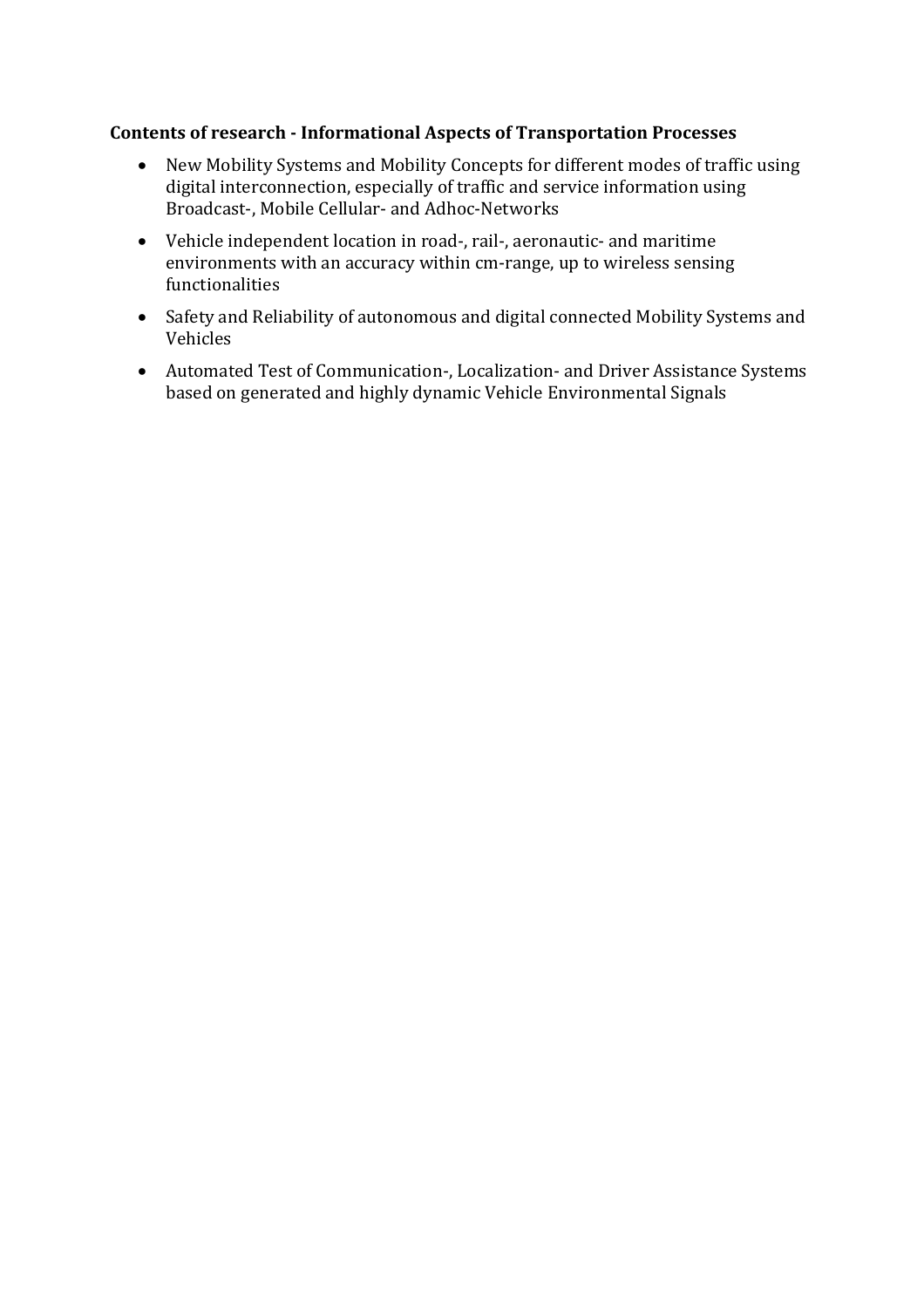**Contents of research - Informational Aspects of Transportation Processes**

- New Mobility Systems and Mobility Concepts for different modes of traffic using digital interconnection, especially of traffic and service information using Broadcast-, Mobile Cellular- and Adhoc-Networks
- Vehicle independent location in road-, rail-, aeronautic- and maritime environments with an accuracy within cm-range, up to wireless sensing functionalities
- Safety and Reliability of autonomous and digital connected Mobility Systems and Vehicles
- Automated Test of Communication-, Localization- and Driver Assistance Systems based on generated and highly dynamic Vehicle Environmental Signals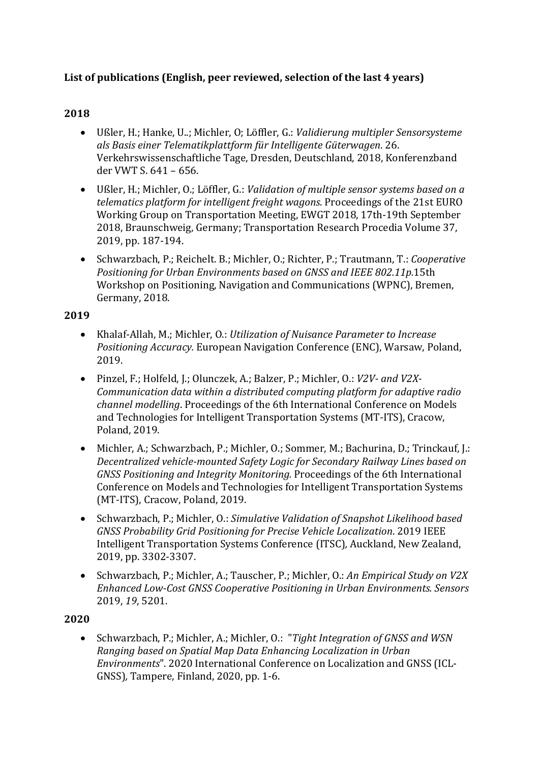**List of publications (English, peer reviewed, selection of the last 4 years)**

**2018**

- Ußler, H.; Hanke, U..; Michler, O; Löffler, G.: *Validierung multipler Sensorsysteme als Basis einer Telematikplattform für Intelligente Güterwagen*. 26. Verkehrswissenschaftliche Tage, Dresden, Deutschland, 2018, Konferenzband der VWT S. 641 – 656.
- Ußler, H.; Michler, O.; Löffler, G.: *Validation of multiple sensor systems based on a telematics platform for intelligent freight wagons.* Proceedings of the 21st EURO Working Group on Transportation Meeting, EWGT 2018, 17th-19th September 2018, Braunschweig, Germany; Transportation Research Procedia Volume 37, 2019, pp. 187-194.
- Schwarzbach, P.; Reichelt. B.; Michler, O.; Richter, P.; Trautmann, T.: *Cooperative Positioning for Urban Environments based on GNSS and IEEE 802.11p*.15th Workshop on Positioning, Navigation and Communications (WPNC), Bremen, Germany, 2018.

**2019**

- Khalaf-Allah, M.; Michler, O.: *Utilization of Nuisance Parameter to Increase Positioning Accuracy.* European Navigation Conference (ENC), Warsaw, Poland, 2019.
- Pinzel, F.; Holfeld, J.; Olunczek, A.; Balzer, P.; Michler, O.: *V2V- and V2X-Communication data within a distributed computing platform for adaptive radio channel modelling*. Proceedings of the 6th International Conference on Models and Technologies for Intelligent Transportation Systems (MT-ITS), Cracow, Poland, 2019.
- Michler, A.; Schwarzbach, P.; Michler, O.; Sommer, M.; Bachurina, D.; Trinckauf, J.: *Decentralized vehicle-mounted Safety Logic for Secondary Railway Lines based on GNSS Positioning and Integrity Monitoring.* Proceedings of the 6th International Conference on Models and Technologies for Intelligent Transportation Systems (MT-ITS), Cracow, Poland, 2019.
- Schwarzbach, P.; Michler, O.: *Simulative Validation of Snapshot Likelihood based GNSS Probability Grid Positioning for Precise Vehicle Localization*. 2019 IEEE Intelligent Transportation Systems Conference (ITSC), Auckland, New Zealand, 2019, pp. 3302-3307.
- Schwarzbach, P.; Michler, A.; Tauscher, P.; Michler, O.: *An Empirical Study on V2X Enhanced Low-Cost GNSS Cooperative Positioning in Urban Environments. Sensors* 2019, *19*, 5201.

**2020**

- Schwarzbach, P.; Michler, A.; Michler, O.: "*Tight Integration of GNSS and WSN Ranging based on Spatial Map Data Enhancing Localization in Urban Environments*". 2020 International Conference on Localization and GNSS (ICL-GNSS), Tampere, Finland, 2020, pp. 1-6.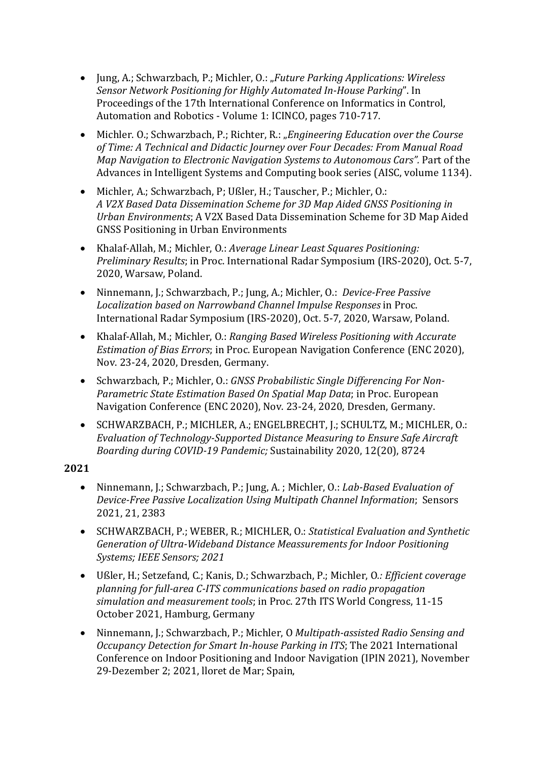- Jung, A.; Schwarzbach, P.; Michler, O.: „*Future Parking Applications: Wireless Sensor Network Positioning for Highly Automated In-House Parking*". In Proceedings of the 17th International Conference on Informatics in Control, Automation and Robotics - Volume 1: ICINCO, pages 710-717.
- Michler. O.; Schwarzbach, P.; Richter, R.: „*Engineering Education over the Course of Time: A Technical and Didactic Journey over Four Decades: From Manual Road Map Navigation to Electronic Navigation Systems to Autonomous Cars".* Part of the Advances in Intelligent Systems and Computing book series (AISC, volume 1134).
- Michler, A.; Schwarzbach, P; Ußler, H.; Tauscher, P.; Michler, O.: *A V2X Based Data Dissemination Scheme for 3D Map Aided GNSS Positioning in Urban Environments*; A V2X Based Data Dissemination Scheme for 3D Map Aided GNSS Positioning in Urban Environments
- Khalaf-Allah, M.; Michler, O.: *Average Linear Least Squares Positioning: Preliminary Results*; in Proc. International Radar Symposium (IRS-2020), Oct. 5-7, 2020, Warsaw, Poland.
- Ninnemann, J.; Schwarzbach, P.; Jung, A.; Michler, O.: *Device-Free Passive Localization based on Narrowband Channel Impulse Responses* in Proc. International Radar Symposium (IRS-2020), Oct. 5-7, 2020, Warsaw, Poland.
- Khalaf-Allah, M.; Michler, O.: *Ranging Based Wireless Positioning with Accurate Estimation of Bias Errors*; in Proc. European Navigation Conference (ENC 2020), Nov. 23-24, 2020, Dresden, Germany.
- Schwarzbach, P.; Michler, O.: *GNSS Probabilistic Single Differencing For Non-Parametric State Estimation Based On Spatial Map Data*; in Proc. European Navigation Conference (ENC 2020), Nov. 23-24, 2020, Dresden, Germany.
- SCHWARZBACH, P.; MICHLER, A.; ENGELBRECHT, J.; SCHULTZ, M.; MICHLER, O.: *Evaluation of Technology-Supported Distance Measuring to Ensure Safe Aircraft Boarding during COVID-19 Pandemic;* Sustainability 2020, 12(20), 8724

**2021**

- Ninnemann, J.; Schwarzbach, P.; Jung, A. ; Michler, O.: *Lab-Based Evaluation of Device-Free Passive Localization Using Multipath Channel Information*; Sensors 2021, 21, 2383
- SCHWARZBACH, P.; WEBER, R.; MICHLER, O.: *Statistical Evaluation and Synthetic Generation of Ultra-Wideband Distance Meassurements for Indoor Positioning Systems; IEEE Sensors; 2021*
- Ußler, H.; Setzefand, C.; Kanis, D.; Schwarzbach, P.; Michler, O*.: Efficient coverage planning for full-area C-ITS communications based on radio propagation simulation and measurement tools*; in Proc. 27th ITS World Congress, 11-15 October 2021, Hamburg, Germany
- Ninnemann, J.; Schwarzbach, P.; Michler, O *Multipath-assisted Radio Sensing and Occupancy Detection for Smart In-house Parking in ITS*; The 2021 International Conference on Indoor Positioning and Indoor Navigation (IPIN 2021), November 29-Dezember 2; 2021, lloret de Mar; Spain,